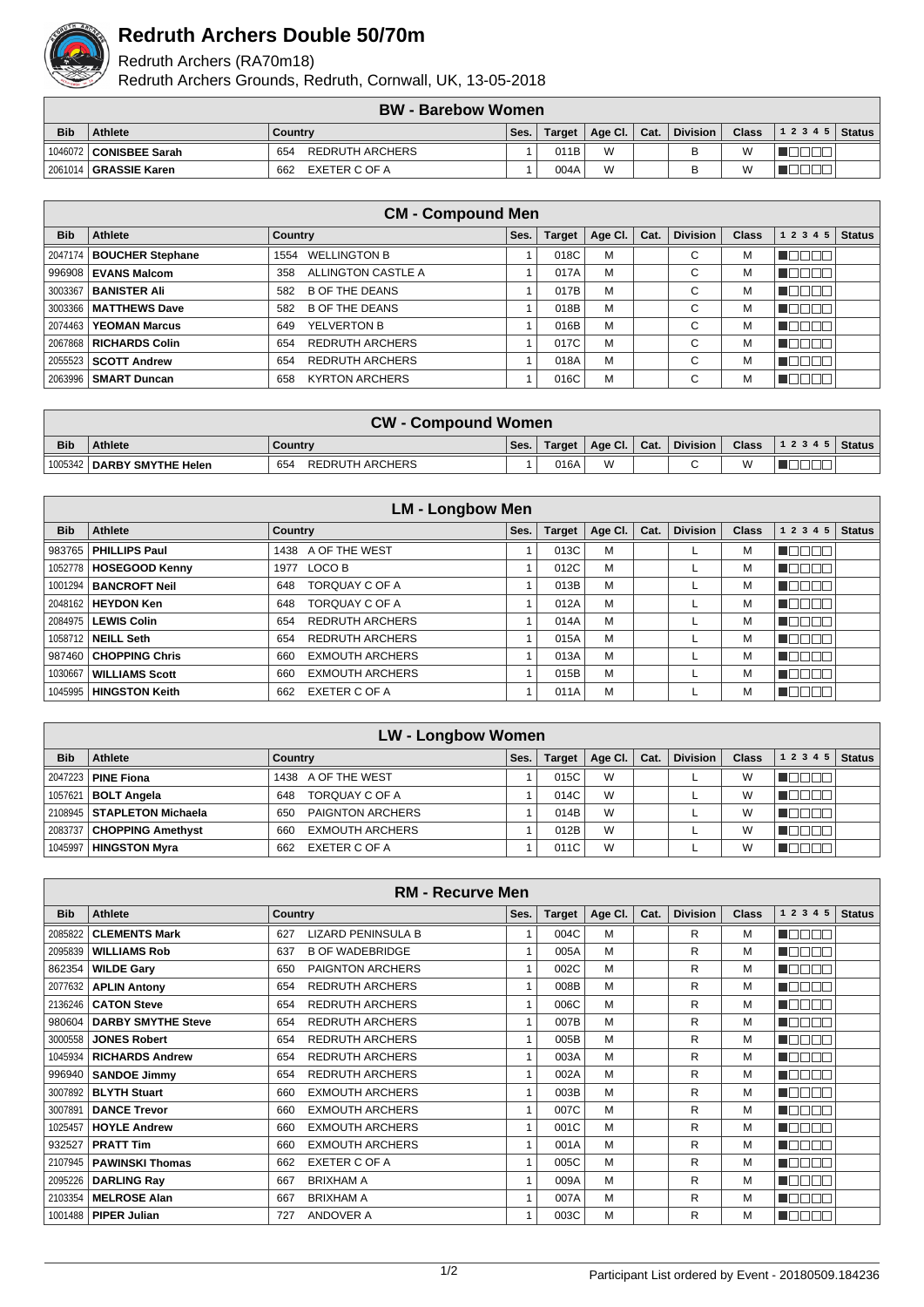# Redruth Archers Double 50/70m

Redruth Archers (RA70m18)

Redruth Archers Grounds, Redruth, Cornwall, UK, 13-05-2018

| BW - Barebow Women | | | | | | | | | | |
|---|---|---|---|---|---|---|---|---|---|---|
| **Bib** | **Athlete** | **Country** | **Ses.** | **Target** | **Age Cl.** | **Cat.** | **Division** | **Class** | **1 2 3 4 5** | **Status** |
| 1046072 | **CONISBEE Sarah** | 654 REDRUTH ARCHERS | 1 | 011B | W | | B | W | | |
| 2061014 | **GRASSIE Karen** | 662 EXETER C OF A | 1 | 004A | W | | B | W | | |

| CM - Compound Men | | | | | | | | | | |
|---|---|---|---|---|---|---|---|---|---|---|
| **Bib** | **Athlete** | **Country** | **Ses.** | **Target** | **Age Cl.** | **Cat.** | **Division** | **Class** | **1 2 3 4 5** | **Status** |
| 2047174 | **BOUCHER Stephane** | 1554 WELLINGTON B | 1 | 018C | M | | C | M | | |
| 996908 | **EVANS Malcom** | 358 ALLINGTON CASTLE A | 1 | 017A | M | | C | M | | |
| 3003367 | **BANISTER Ali** | 582 B OF THE DEANS | 1 | 017B | M | | C | M | | |
| 3003366 | **MATTHEWS Dave** | 582 B OF THE DEANS | 1 | 018B | M | | C | M | | |
| 2074463 | **YEOMAN Marcus** | 649 YELVERTON B | 1 | 016B | M | | C | M | | |
| 2067868 | **RICHARDS Colin** | 654 REDRUTH ARCHERS | 1 | 017C | M | | C | M | | |
| 2055523 | **SCOTT Andrew** | 654 REDRUTH ARCHERS | 1 | 018A | M | | C | M | | |
| 2063996 | **SMART Duncan** | 658 KYRTON ARCHERS | 1 | 016C | M | | C | M | | |

| CW - Compound Women | | | | | | | | | | |
|---|---|---|---|---|---|---|---|---|---|---|
| **Bib** | **Athlete** | **Country** | **Ses.** | **Target** | **Age Cl.** | **Cat.** | **Division** | **Class** | **1 2 3 4 5** | **Status** |
| 1005342 | **DARBY SMYTHE Helen** | 654 REDRUTH ARCHERS | 1 | 016A | W | | C | W | | |

| LM - Longbow Men | | | | | | | | | | |
|---|---|---|---|---|---|---|---|---|---|---|
| **Bib** | **Athlete** | **Country** | **Ses.** | **Target** | **Age Cl.** | **Cat.** | **Division** | **Class** | **1 2 3 4 5** | **Status** |
| 983765 | **PHILLIPS Paul** | 1438 A OF THE WEST | 1 | 013C | M | | L | M | | |
| 1052778 | **HOSEGOOD Kenny** | 1977 LOCO B | 1 | 012C | M | | L | M | | |
| 1001294 | **BANCROFT Neil** | 648 TORQUAY C OF A | 1 | 013B | M | | L | M | | |
| 2048162 | **HEYDON Ken** | 648 TORQUAY C OF A | 1 | 012A | M | | L | M | | |
| 2084975 | **LEWIS Colin** | 654 REDRUTH ARCHERS | 1 | 014A | M | | L | M | | |
| 1058712 | **NEILL Seth** | 654 REDRUTH ARCHERS | 1 | 015A | M | | L | M | | |
| 987460 | **CHOPPING Chris** | 660 EXMOUTH ARCHERS | 1 | 013A | M | | L | M | | |
| 1030667 | **WILLIAMS Scott** | 660 EXMOUTH ARCHERS | 1 | 015B | M | | L | M | | |
| 1045995 | **HINGSTON Keith** | 662 EXETER C OF A | 1 | 011A | M | | L | M | | |

| LW - Longbow Women | | | | | | | | | | |
|---|---|---|---|---|---|---|---|---|---|---|
| **Bib** | **Athlete** | **Country** | **Ses.** | **Target** | **Age Cl.** | **Cat.** | **Division** | **Class** | **1 2 3 4 5** | **Status** |
| 2047223 | **PINE Fiona** | 1438 A OF THE WEST | 1 | 015C | W | | L | W | | |
| 1057621 | **BOLT Angela** | 648 TORQUAY C OF A | 1 | 014C | W | | L | W | | |
| 2108945 | **STAPLETON Michaela** | 650 PAIGNTON ARCHERS | 1 | 014B | W | | L | W | | |
| 2083737 | **CHOPPING Amethyst** | 660 EXMOUTH ARCHERS | 1 | 012B | W | | L | W | | |
| 1045997 | **HINGSTON Myra** | 662 EXETER C OF A | 1 | 011C | W | | L | W | | |

| RM - Recurve Men | | | | | | | | | | |
|---|---|---|---|---|---|---|---|---|---|---|
| **Bib** | **Athlete** | **Country** | **Ses.** | **Target** | **Age Cl.** | **Cat.** | **Division** | **Class** | **1 2 3 4 5** | **Status** |
| 2085822 | **CLEMENTS Mark** | 627 LIZARD PENINSULA B | 1 | 004C | M | | R | M | | |
| 2095839 | **WILLIAMS Rob** | 637 B OF WADEBRIDGE | 1 | 005A | M | | R | M | | |
| 862354 | **WILDE Gary** | 650 PAIGNTON ARCHERS | 1 | 002C | M | | R | M | | |
| 2077632 | **APLIN Antony** | 654 REDRUTH ARCHERS | 1 | 008B | M | | R | M | | |
| 2136246 | **CATON Steve** | 654 REDRUTH ARCHERS | 1 | 006C | M | | R | M | | |
| 980604 | **DARBY SMYTHE Steve** | 654 REDRUTH ARCHERS | 1 | 007B | M | | R | M | | |
| 3000558 | **JONES Robert** | 654 REDRUTH ARCHERS | 1 | 005B | M | | R | M | | |
| 1045934 | **RICHARDS Andrew** | 654 REDRUTH ARCHERS | 1 | 003A | M | | R | M | | |
| 996940 | **SANDOE Jimmy** | 654 REDRUTH ARCHERS | 1 | 002A | M | | R | M | | |
| 3007892 | **BLYTH Stuart** | 660 EXMOUTH ARCHERS | 1 | 003B | M | | R | M | | |
| 3007891 | **DANCE Trevor** | 660 EXMOUTH ARCHERS | 1 | 007C | M | | R | M | | |
| 1025457 | **HOYLE Andrew** | 660 EXMOUTH ARCHERS | 1 | 001C | M | | R | M | | |
| 932527 | **PRATT Tim** | 660 EXMOUTH ARCHERS | 1 | 001A | M | | R | M | | |
| 2107945 | **PAWINSKI Thomas** | 662 EXETER C OF A | 1 | 005C | M | | R | M | | |
| 2095226 | **DARLING Ray** | 667 BRIXHAM A | 1 | 009A | M | | R | M | | |
| 2103354 | **MELROSE Alan** | 667 BRIXHAM A | 1 | 007A | M | | R | M | | |
| 1001488 | **PIPER Julian** | 727 ANDOVER A | 1 | 003C | M | | R | M | | |

Participant List ordered by Event - 20180509.184236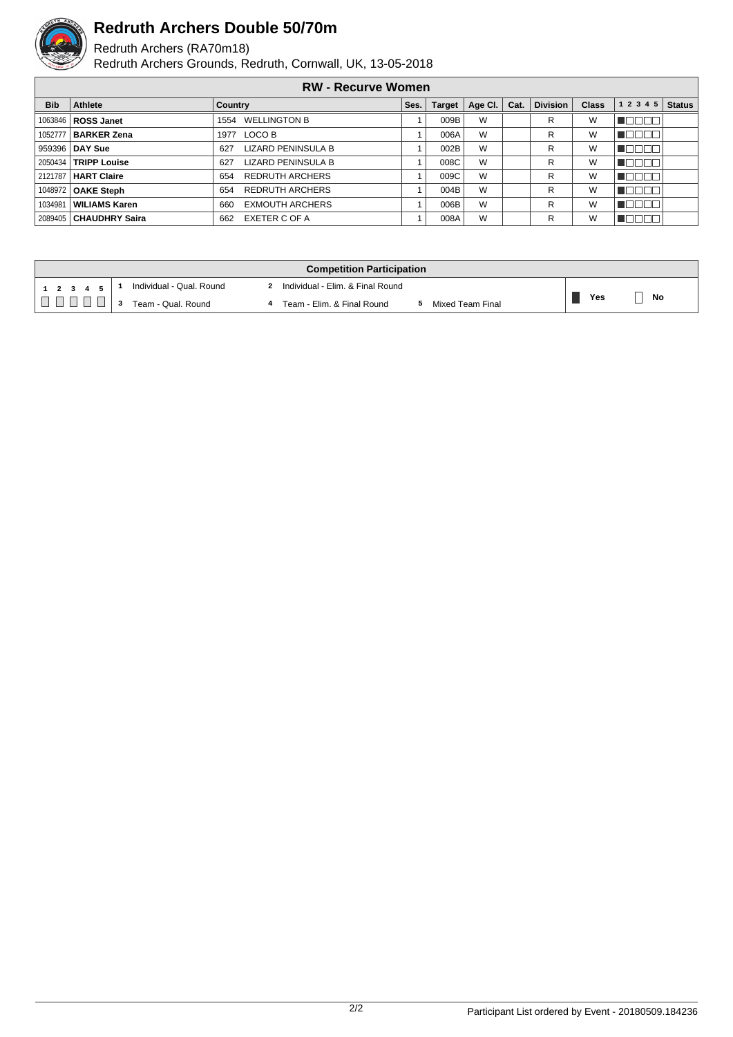# Redruth Archers Double 50/70m

Redruth Archers (RA70m18)

Redruth Archers Grounds, Redruth, Cornwall, UK, 13-05-2018

## RW - Recurve Women

| Bib | Athlete | Country | Ses. | Target | Age Cl. | Cat. | Division | Class | 1 2 3 4 5 | Status |
|---|---|---|---|---|---|---|---|---|---|---|
| 1063846 | **ROSS Janet** | 1554 WELLINGTON B | 1 | 009B | W | | R | W | ■□□□□ | |
| 1052777 | **BARKER Zena** | 1977 LOCO B | 1 | 006A | W | | R | W | ■□□□□ | |
| 959396 | **DAY Sue** | 627 LIZARD PENINSULA B | 1 | 002B | W | | R | W | ■□□□□ | |
| 2050434 | **TRIPP Louise** | 627 LIZARD PENINSULA B | 1 | 008C | W | | R | W | ■□□□□ | |
| 2121787 | **HART Claire** | 654 REDRUTH ARCHERS | 1 | 009C | W | | R | W | ■□□□□ | |
| 1048972 | **OAKE Steph** | 654 REDRUTH ARCHERS | 1 | 004B | W | | R | W | ■□□□□ | |
| 1034981 | **WILIAMS Karen** | 660 EXMOUTH ARCHERS | 1 | 006B | W | | R | W | ■□□□□ | |
| 2089405 | **CHAUDHRY Saira** | 662 EXETER C OF A | 1 | 008A | W | | R | W | ■□□□□ | |

| Competition Participation | | | | |
|---|---|---|---|---|
| 1 2 3 4 5 | 1 Individual - Qual. Round | 2 Individual - Elim. & Final Round | | ■ Yes □ No |
| □□□□□ | 3 Team - Qual. Round | 4 Team - Elim. & Final Round | 5 Mixed Team Final | |

Participant List ordered by Event - 20180509.184236